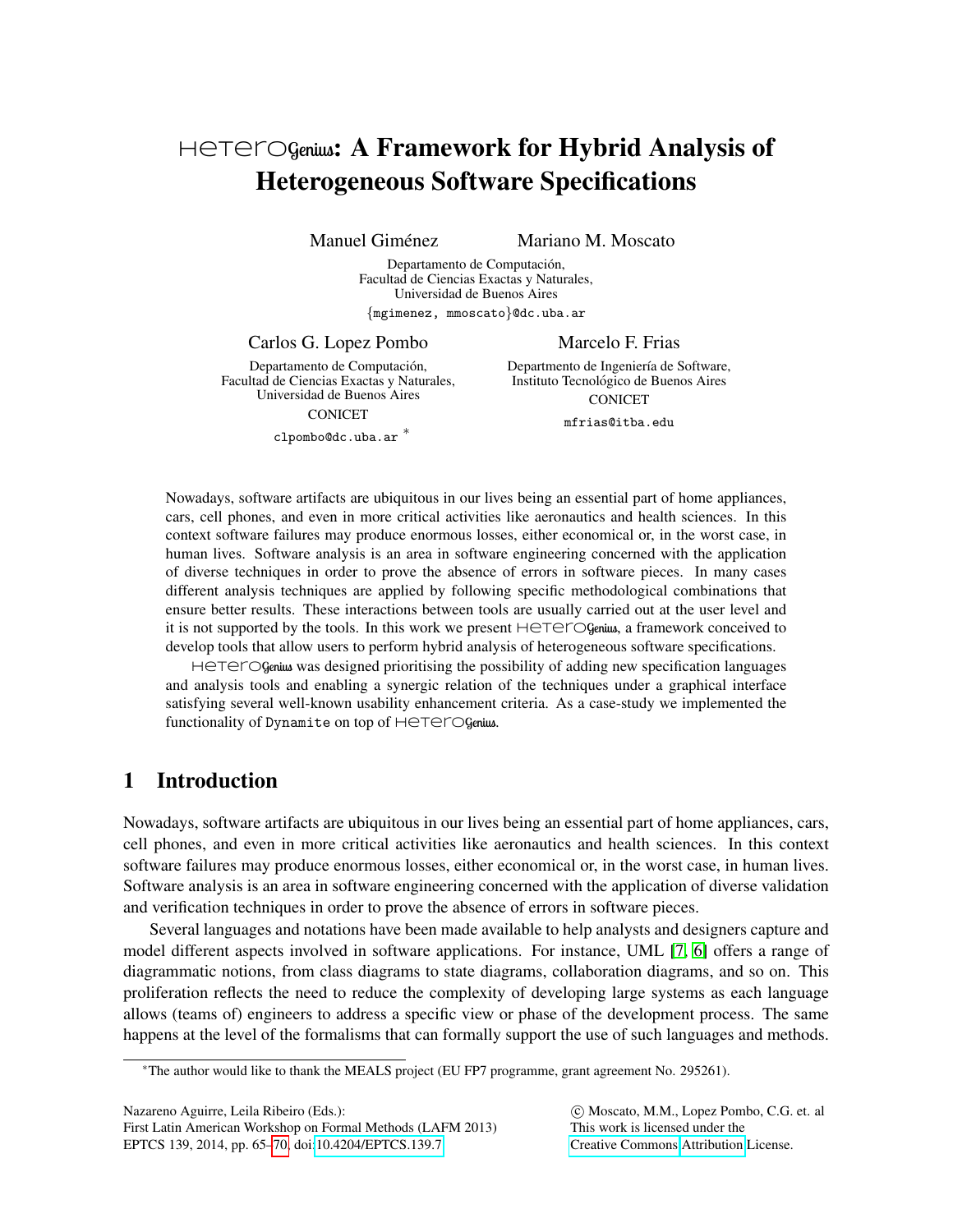# HeteroGenius: A Framework for Hybrid Analysis of Heterogeneous Software Specifications

Manuel Giménez — Mariano M. Moscato

Departamento de Computación,
Facultad de Ciencias Exactas y Naturales,
Universidad de Buenos Aires

{mgimenez, mmoscato}@dc.uba.ar

Carlos G. Lopez Pombo

Departamento de Computación,
Facultad de Ciencias Exactas y Naturales,
Universidad de Buenos Aires

CONICET

clpombo@dc.uba.ar [*]

Marcelo F. Frias

Departmento de Ingeniería de Software,
Instituto Tecnológico de Buenos Aires

CONICET

mfrias@itba.edu

Nowadays, software artifacts are ubiquitous in our lives being an essential part of home appliances, cars, cell phones, and even in more critical activities like aeronautics and health sciences. In this context software failures may produce enormous losses, either economical or, in the worst case, in human lives. Software analysis is an area in software engineering concerned with the application of diverse techniques in order to prove the absence of errors in software pieces. In many cases different analysis techniques are applied by following specific methodological combinations that ensure better results. These interactions between tools are usually carried out at the user level and it is not supported by the tools. In this work we present HeteroGenius, a framework conceived to develop tools that allow users to perform hybrid analysis of heterogeneous software specifications.

HeteroGenius was designed prioritising the possibility of adding new specification languages and analysis tools and enabling a synergic relation of the techniques under a graphical interface satisfying several well-known usability enhancement criteria. As a case-study we implemented the functionality of Dynamite on top of HeteroGenius.

## 1 Introduction

Nowadays, software artifacts are ubiquitous in our lives being an essential part of home appliances, cars, cell phones, and even in more critical activities like aeronautics and health sciences. In this context software failures may produce enormous losses, either economical or, in the worst case, in human lives. Software analysis is an area in software engineering concerned with the application of diverse validation and verification techniques in order to prove the absence of errors in software pieces.

Several languages and notations have been made available to help analysts and designers capture and model different aspects involved in software applications. For instance, UML [7, 6] offers a range of diagrammatic notions, from class diagrams to state diagrams, collaboration diagrams, and so on. This proliferation reflects the need to reduce the complexity of developing large systems as each language allows (teams of) engineers to address a specific view or phase of the development process. The same happens at the level of the formalisms that can formally support the use of such languages and methods.

[*] The author would like to thank the MEALS project (EU FP7 programme, grant agreement No. 295261).

Nazareno Aguirre, Leila Ribeiro (Eds.): First Latin American Workshop on Formal Methods (LAFM 2013) EPTCS 139, 2014, pp. 65–70, doi:10.4204/EPTCS.139.7

© Moscato, M.M., Lopez Pombo, C.G. et. al
This work is licensed under the Creative Commons Attribution License.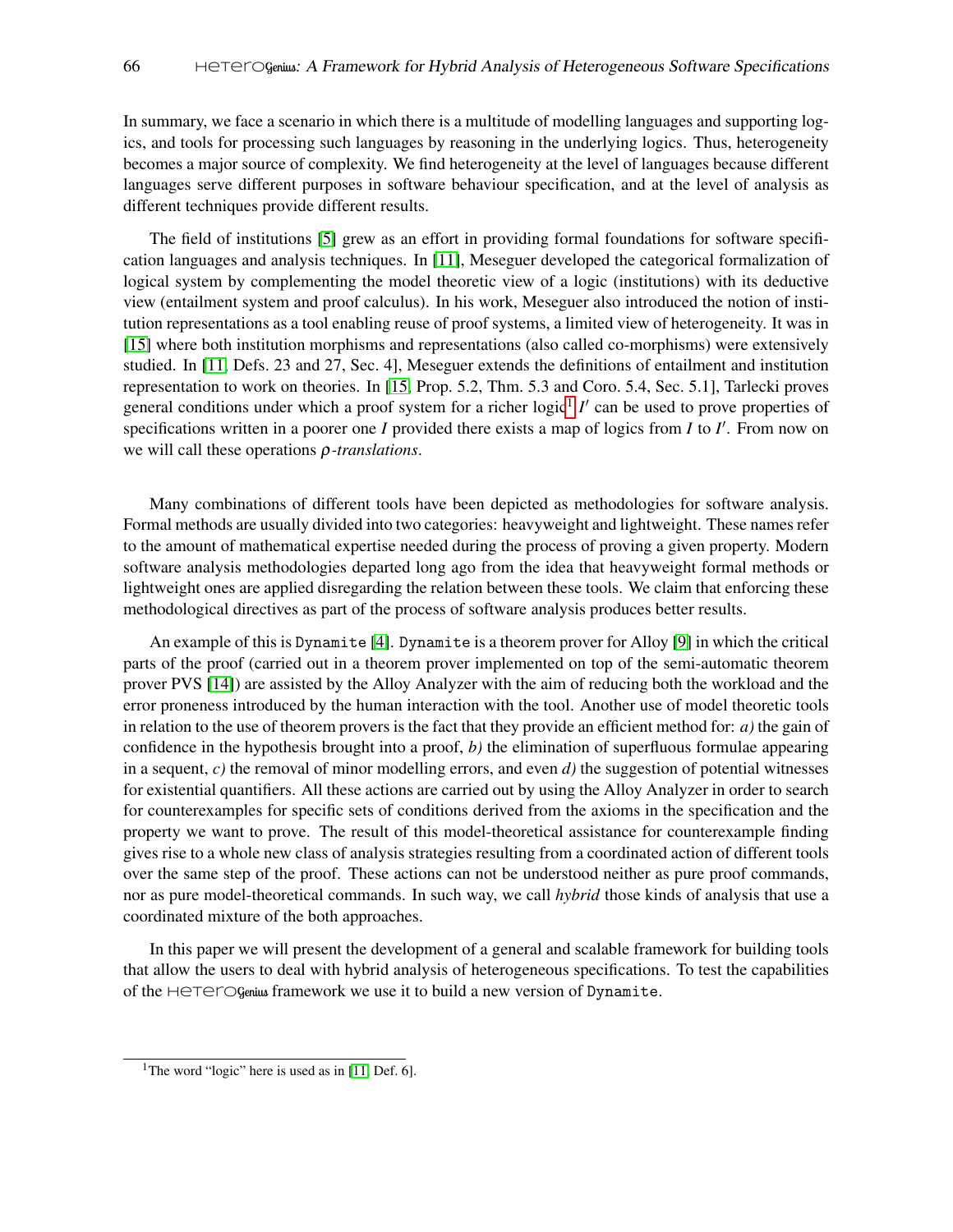In summary, we face a scenario in which there is a multitude of modelling languages and supporting logics, and tools for processing such languages by reasoning in the underlying logics. Thus, heterogeneity becomes a major source of complexity. We find heterogeneity at the level of languages because different languages serve different purposes in software behaviour specification, and at the level of analysis as different techniques provide different results.

The field of institutions [5] grew as an effort in providing formal foundations for software specification languages and analysis techniques. In [11], Meseguer developed the categorical formalization of logical system by complementing the model theoretic view of a logic (institutions) with its deductive view (entailment system and proof calculus). In his work, Meseguer also introduced the notion of institution representations as a tool enabling reuse of proof systems, a limited view of heterogeneity. It was in [15] where both institution morphisms and representations (also called co-morphisms) were extensively studied. In [11, Defs. 23 and 27, Sec. 4], Meseguer extends the definitions of entailment and institution representation to work on theories. In [15, Prop. 5.2, Thm. 5.3 and Coro. 5.4, Sec. 5.1], Tarlecki proves general conditions under which a proof system for a richer logic[1] $I'$ can be used to prove properties of specifications written in a poorer one $I$ provided there exists a map of logics from $I$ to $I'$. From now on we will call these operations *$\rho$-translations*.

Many combinations of different tools have been depicted as methodologies for software analysis. Formal methods are usually divided into two categories: heavyweight and lightweight. These names refer to the amount of mathematical expertise needed during the process of proving a given property. Modern software analysis methodologies departed long ago from the idea that heavyweight formal methods or lightweight ones are applied disregarding the relation between these tools. We claim that enforcing these methodological directives as part of the process of software analysis produces better results.

An example of this is `Dynamite` [4]. `Dynamite` is a theorem prover for Alloy [9] in which the critical parts of the proof (carried out in a theorem prover implemented on top of the semi-automatic theorem prover PVS [14]) are assisted by the Alloy Analyzer with the aim of reducing both the workload and the error proneness introduced by the human interaction with the tool. Another use of model theoretic tools in relation to the use of theorem provers is the fact that they provide an efficient method for: *a)* the gain of confidence in the hypothesis brought into a proof, *b)* the elimination of superfluous formulae appearing in a sequent, *c)* the removal of minor modelling errors, and even *d)* the suggestion of potential witnesses for existential quantifiers. All these actions are carried out by using the Alloy Analyzer in order to search for counterexamples for specific sets of conditions derived from the axioms in the specification and the property we want to prove. The result of this model-theoretical assistance for counterexample finding gives rise to a whole new class of analysis strategies resulting from a coordinated action of different tools over the same step of the proof. These actions can not be understood neither as pure proof commands, nor as pure model-theoretical commands. In such way, we call *hybrid* those kinds of analysis that use a coordinated mixture of the both approaches.

In this paper we will present the development of a general and scalable framework for building tools that allow the users to deal with hybrid analysis of heterogeneous specifications. To test the capabilities of the HeteroGenius framework we use it to build a new version of `Dynamite`.

[1] The word "logic" here is used as in [11, Def. 6].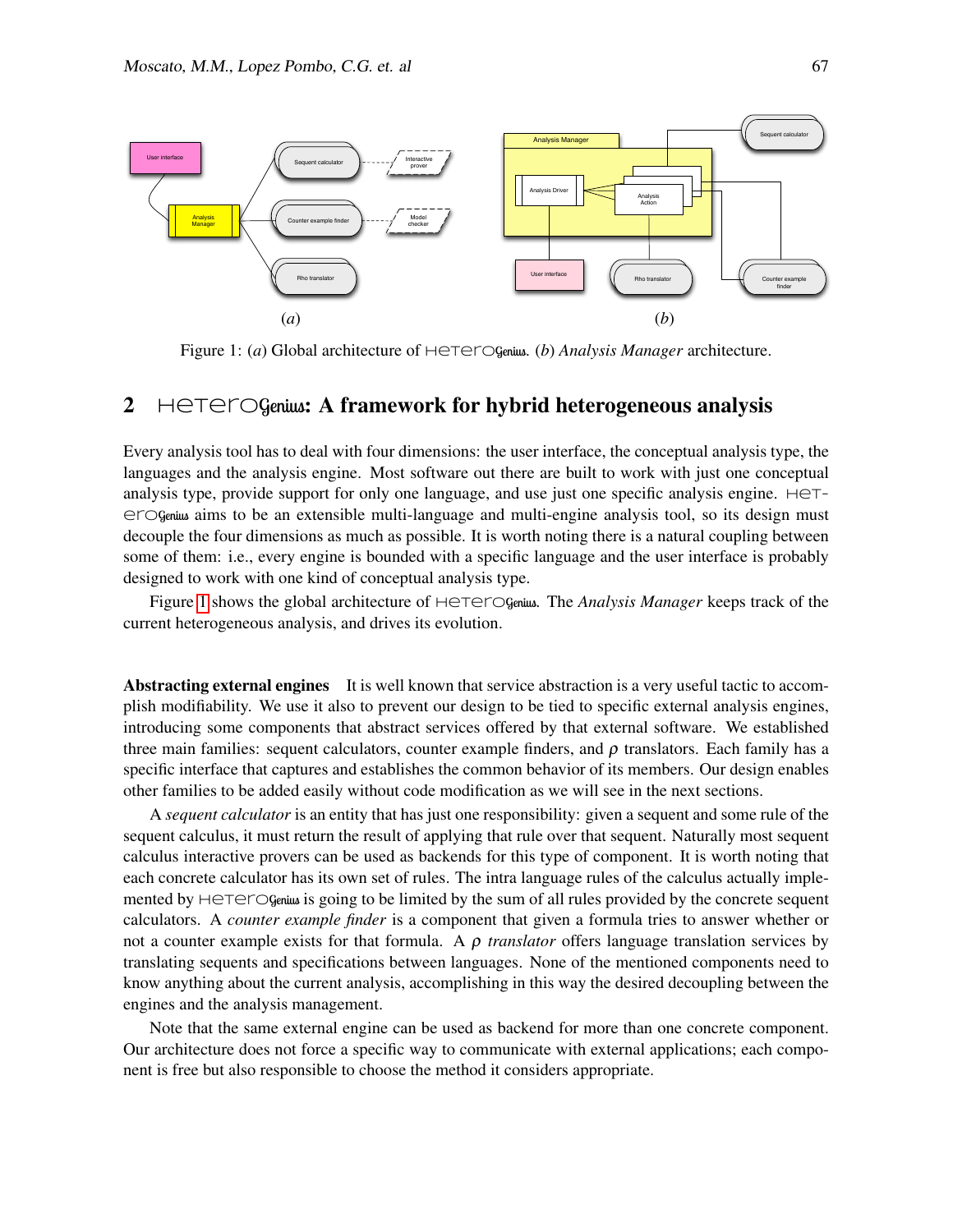Figure 1: (*a*) Global architecture of HeteroGenius. (*b*) *Analysis Manager* architecture.

## 2 HeteroGenius: A framework for hybrid heterogeneous analysis

Every analysis tool has to deal with four dimensions: the user interface, the conceptual analysis type, the languages and the analysis engine. Most software out there are built to work with just one conceptual analysis type, provide support for only one language, and use just one specific analysis engine. HeteroGenius aims to be an extensible multi-language and multi-engine analysis tool, so its design must decouple the four dimensions as much as possible. It is worth noting there is a natural coupling between some of them: i.e., every engine is bounded with a specific language and the user interface is probably designed to work with one kind of conceptual analysis type.

Figure 1 shows the global architecture of HeteroGenius. The *Analysis Manager* keeps track of the current heterogeneous analysis, and drives its evolution.

**Abstracting external engines** It is well known that service abstraction is a very useful tactic to accomplish modifiability. We use it also to prevent our design to be tied to specific external analysis engines, introducing some components that abstract services offered by that external software. We established three main families: sequent calculators, counter example finders, and $\rho$ translators. Each family has a specific interface that captures and establishes the common behavior of its members. Our design enables other families to be added easily without code modification as we will see in the next sections.

A *sequent calculator* is an entity that has just one responsibility: given a sequent and some rule of the sequent calculus, it must return the result of applying that rule over that sequent. Naturally most sequent calculus interactive provers can be used as backends for this type of component. It is worth noting that each concrete calculator has its own set of rules. The intra language rules of the calculus actually implemented by HeteroGenius is going to be limited by the sum of all rules provided by the concrete sequent calculators. A *counter example finder* is a component that given a formula tries to answer whether or not a counter example exists for that formula. A $\rho$ *translator* offers language translation services by translating sequents and specifications between languages. None of the mentioned components need to know anything about the current analysis, accomplishing in this way the desired decoupling between the engines and the analysis management.

Note that the same external engine can be used as backend for more than one concrete component. Our architecture does not force a specific way to communicate with external applications; each component is free but also responsible to choose the method it considers appropriate.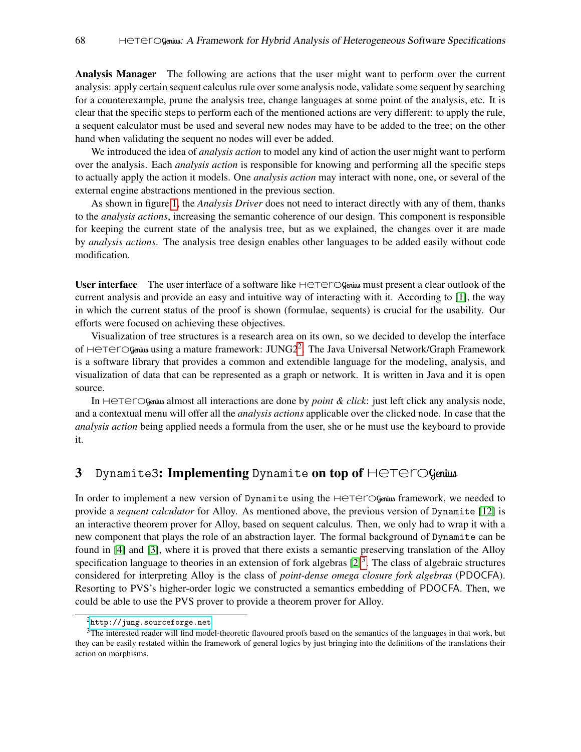**Analysis Manager** The following are actions that the user might want to perform over the current analysis: apply certain sequent calculus rule over some analysis node, validate some sequent by searching for a counterexample, prune the analysis tree, change languages at some point of the analysis, etc. It is clear that the specific steps to perform each of the mentioned actions are very different: to apply the rule, a sequent calculator must be used and several new nodes may have to be added to the tree; on the other hand when validating the sequent no nodes will ever be added.

We introduced the idea of *analysis action* to model any kind of action the user might want to perform over the analysis. Each *analysis action* is responsible for knowing and performing all the specific steps to actually apply the action it models. One *analysis action* may interact with none, one, or several of the external engine abstractions mentioned in the previous section.

As shown in figure 1, the *Analysis Driver* does not need to interact directly with any of them, thanks to the *analysis actions*, increasing the semantic coherence of our design. This component is responsible for keeping the current state of the analysis tree, but as we explained, the changes over it are made by *analysis actions*. The analysis tree design enables other languages to be added easily without code modification.

**User interface** The user interface of a software like HeteroGenius must present a clear outlook of the current analysis and provide an easy and intuitive way of interacting with it. According to [1], the way in which the current status of the proof is shown (formulae, sequents) is crucial for the usability. Our efforts were focused on achieving these objectives.

Visualization of tree structures is a research area on its own, so we decided to develop the interface of HeteroGenius using a mature framework: JUNG2[2]. The Java Universal Network/Graph Framework is a software library that provides a common and extendible language for the modeling, analysis, and visualization of data that can be represented as a graph or network. It is written in Java and it is open source.

In HeteroGenius almost all interactions are done by *point & click*: just left click any analysis node, and a contextual menu will offer all the *analysis actions* applicable over the clicked node. In case that the *analysis action* being applied needs a formula from the user, she or he must use the keyboard to provide it.

## 3 Dynamite3: Implementing Dynamite on top of HeteroGenius

In order to implement a new version of Dynamite using the HeteroGenius framework, we needed to provide a *sequent calculator* for Alloy. As mentioned above, the previous version of Dynamite [12] is an interactive theorem prover for Alloy, based on sequent calculus. Then, we only had to wrap it with a new component that plays the role of an abstraction layer. The formal background of Dynamite can be found in [4] and [3], where it is proved that there exists a semantic preserving translation of the Alloy specification language to theories in an extension of fork algebras [2][3]. The class of algebraic structures considered for interpreting Alloy is the class of *point-dense omega closure fork algebras* (PDOCFA). Resorting to PVS's higher-order logic we constructed a semantics embedding of PDOCFA. Then, we could be able to use the PVS prover to provide a theorem prover for Alloy.

[2] http://jung.sourceforge.net

[3] The interested reader will find model-theoretic flavoured proofs based on the semantics of the languages in that work, but they can be easily restated within the framework of general logics by just bringing into the definitions of the translations their action on morphisms.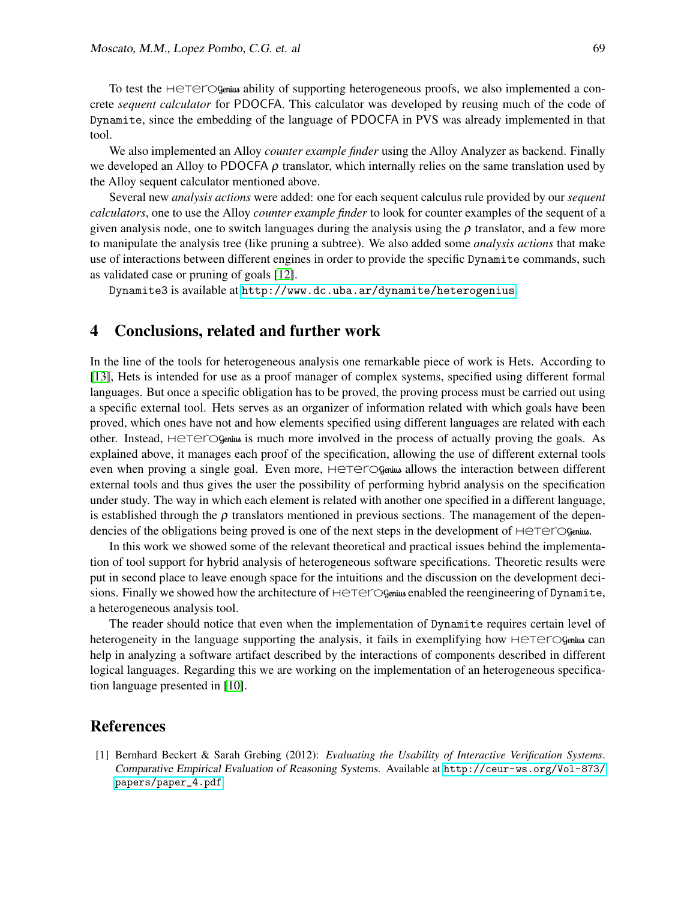To test the HeteroGenius ability of supporting heterogeneous proofs, we also implemented a concrete *sequent calculator* for PDOCFA. This calculator was developed by reusing much of the code of Dynamite, since the embedding of the language of PDOCFA in PVS was already implemented in that tool.

We also implemented an Alloy *counter example finder* using the Alloy Analyzer as backend. Finally we developed an Alloy to PDOCFA $\rho$ translator, which internally relies on the same translation used by the Alloy sequent calculator mentioned above.

Several new *analysis actions* were added: one for each sequent calculus rule provided by our *sequent calculators*, one to use the Alloy *counter example finder* to look for counter examples of the sequent of a given analysis node, one to switch languages during the analysis using the $\rho$ translator, and a few more to manipulate the analysis tree (like pruning a subtree). We also added some *analysis actions* that make use of interactions between different engines in order to provide the specific Dynamite commands, such as validated case or pruning of goals [12].

Dynamite3 is available at http://www.dc.uba.ar/dynamite/heterogenius.

## 4 Conclusions, related and further work

In the line of the tools for heterogeneous analysis one remarkable piece of work is Hets. According to [13], Hets is intended for use as a proof manager of complex systems, specified using different formal languages. But once a specific obligation has to be proved, the proving process must be carried out using a specific external tool. Hets serves as an organizer of information related with which goals have been proved, which ones have not and how elements specified using different languages are related with each other. Instead, HeteroGenius is much more involved in the process of actually proving the goals. As explained above, it manages each proof of the specification, allowing the use of different external tools even when proving a single goal. Even more, HeteroGenius allows the interaction between different external tools and thus gives the user the possibility of performing hybrid analysis on the specification under study. The way in which each element is related with another one specified in a different language, is established through the $\rho$ translators mentioned in previous sections. The management of the dependencies of the obligations being proved is one of the next steps in the development of HeteroGenius.

In this work we showed some of the relevant theoretical and practical issues behind the implementation of tool support for hybrid analysis of heterogeneous software specifications. Theoretic results were put in second place to leave enough space for the intuitions and the discussion on the development decisions. Finally we showed how the architecture of HeteroGenius enabled the reengineering of Dynamite, a heterogeneous analysis tool.

The reader should notice that even when the implementation of Dynamite requires certain level of heterogeneity in the language supporting the analysis, it fails in exemplifying how HeteroGenius can help in analyzing a software artifact described by the interactions of components described in different logical languages. Regarding this we are working on the implementation of an heterogeneous specification language presented in [10].

## References

[1] Bernhard Beckert & Sarah Grebing (2012): *Evaluating the Usability of Interactive Verification Systems*. Comparative Empirical Evaluation of Reasoning Systems. Available at http://ceur-ws.org/Vol-873/papers/paper_4.pdf.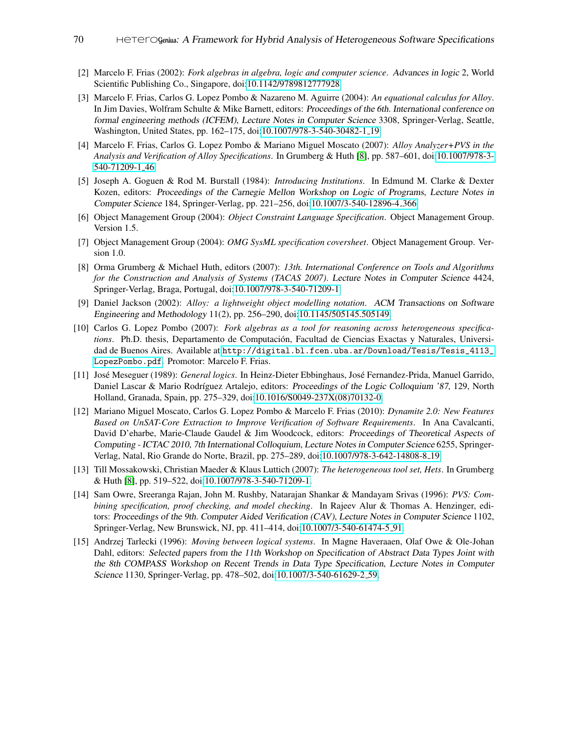[2] Marcelo F. Frias (2002): *Fork algebras in algebra, logic and computer science*. Advances in logic 2, World Scientific Publishing Co., Singapore, doi:10.1142/9789812777928.

[3] Marcelo F. Frias, Carlos G. Lopez Pombo & Nazareno M. Aguirre (2004): *An equational calculus for Alloy*. In Jim Davies, Wolfram Schulte & Mike Barnett, editors: Proceedings of the 6th. International conference on formal engineering methods (ICFEM), Lecture Notes in Computer Science 3308, Springer-Verlag, Seattle, Washington, United States, pp. 162–175, doi:10.1007/978-3-540-30482-1_19.

[4] Marcelo F. Frias, Carlos G. Lopez Pombo & Mariano Miguel Moscato (2007): *Alloy Analyzer+PVS in the Analysis and Verification of Alloy Specifications*. In Grumberg & Huth [8], pp. 587–601, doi:10.1007/978-3-540-71209-1_46.

[5] Joseph A. Goguen & Rod M. Burstall (1984): *Introducing Institutions*. In Edmund M. Clarke & Dexter Kozen, editors: Proceedings of the Carnegie Mellon Workshop on Logic of Programs, Lecture Notes in Computer Science 184, Springer-Verlag, pp. 221–256, doi:10.1007/3-540-12896-4_366.

[6] Object Management Group (2004): *Object Constraint Language Specification*. Object Management Group. Version 1.5.

[7] Object Management Group (2004): *OMG SysML specification coversheet*. Object Management Group. Version 1.0.

[8] Orma Grumberg & Michael Huth, editors (2007): *13th. International Conference on Tools and Algorithms for the Construction and Analysis of Systems (TACAS 2007)*. Lecture Notes in Computer Science 4424, Springer-Verlag, Braga, Portugal, doi:10.1007/978-3-540-71209-1.

[9] Daniel Jackson (2002): *Alloy: a lightweight object modelling notation*. ACM Transactions on Software Engineering and Methodology 11(2), pp. 256–290, doi:10.1145/505145.505149.

[10] Carlos G. Lopez Pombo (2007): *Fork algebras as a tool for reasoning across heterogeneous specifications*. Ph.D. thesis, Departamento de Computación, Facultad de Ciencias Exactas y Naturales, Universidad de Buenos Aires. Available at `http://digital.bl.fcen.uba.ar/Download/Tesis/Tesis_4113_LopezPombo.pdf`. Promotor: Marcelo F. Frias.

[11] José Meseguer (1989): *General logics*. In Heinz-Dieter Ebbinghaus, José Fernandez-Prida, Manuel Garrido, Daniel Lascar & Mario Rodríguez Artalejo, editors: Proceedings of the Logic Colloquium '87, 129, North Holland, Granada, Spain, pp. 275–329, doi:10.1016/S0049-237X(08)70132-0.

[12] Mariano Miguel Moscato, Carlos G. Lopez Pombo & Marcelo F. Frias (2010): *Dynamite 2.0: New Features Based on UnSAT-Core Extraction to Improve Verification of Software Requirements*. In Ana Cavalcanti, David D'eharbe, Marie-Claude Gaudel & Jim Woodcock, editors: Proceedings of Theoretical Aspects of Computing - ICTAC 2010, 7th International Colloquium, Lecture Notes in Computer Science 6255, Springer-Verlag, Natal, Rio Grande do Norte, Brazil, pp. 275–289, doi:10.1007/978-3-642-14808-8_19.

[13] Till Mossakowski, Christian Maeder & Klaus Luttich (2007): *The heterogeneous tool set, Hets*. In Grumberg & Huth [8], pp. 519–522, doi:10.1007/978-3-540-71209-1.

[14] Sam Owre, Sreeranga Rajan, John M. Rushby, Natarajan Shankar & Mandayam Srivas (1996): *PVS: Combining specification, proof checking, and model checking*. In Rajeev Alur & Thomas A. Henzinger, editors: Proceedings of the 9th. Computer Aided Verification (CAV), Lecture Notes in Computer Science 1102, Springer-Verlag, New Brunswick, NJ, pp. 411–414, doi:10.1007/3-540-61474-5_91.

[15] Andrzej Tarlecki (1996): *Moving between logical systems*. In Magne Haveraaen, Olaf Owe & Ole-Johan Dahl, editors: Selected papers from the 11th Workshop on Specification of Abstract Data Types Joint with the 8th COMPASS Workshop on Recent Trends in Data Type Specification, Lecture Notes in Computer Science 1130, Springer-Verlag, pp. 478–502, doi:10.1007/3-540-61629-2_59.